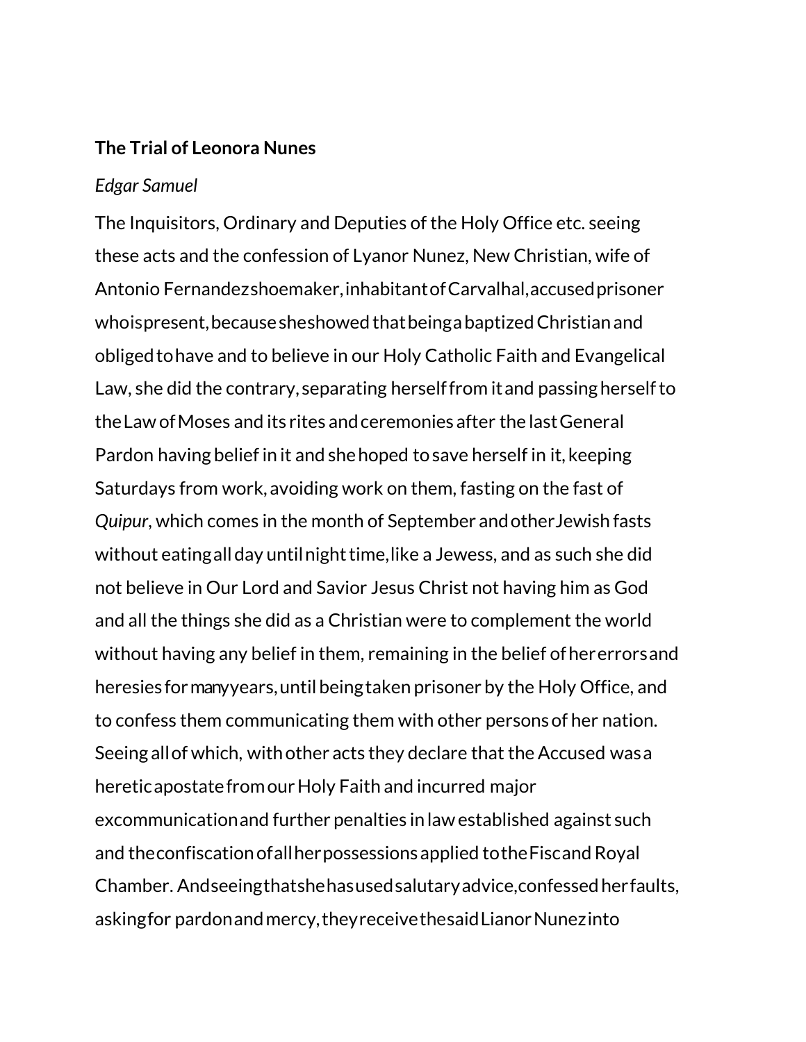**The Trial of Leonora Nunes**

*Edgar Samuel*

The Inquisitors, Ordinary and Deputies of the Holy Office etc. seeing these acts and the confession of Lyanor Nunez, New Christian, wife of Antonio Fernandez shoemaker, inhabitant of Carvalhal, accused prisoner who is present, because she showed that being a baptized Christian and obliged to have and to believe in our Holy Catholic Faith and Evangelical Law, she did the contrary, separating herself from it and passing herself to the Law of Moses and its rites and ceremonies after the last General Pardon having belief in it and she hoped to save herself in it, keeping Saturdays from work, avoiding work on them, fasting on the fast of *Quipur*, which comes in the month of September and other Jewish fasts without eating all day until night time, like a Jewess, and as such she did not believe in Our Lord and Savior Jesus Christ not having him as God and all the things she did as a Christian were to complement the world without having any belief in them, remaining in the belief of her errors and heresies for many years, until being taken prisoner by the Holy Office, and to confess them communicating them with other persons of her nation. Seeing all of which, with other acts they declare that the Accused was a heretic apostate from our Holy Faith and incurred major excommunication and further penalties in law established against such and the confiscation of all her possessions applied to the Fisc and Royal Chamber. And seeing that she has used salutary advice, confessed her faults, asking for pardon and mercy, they receive the said Lianor Nunez into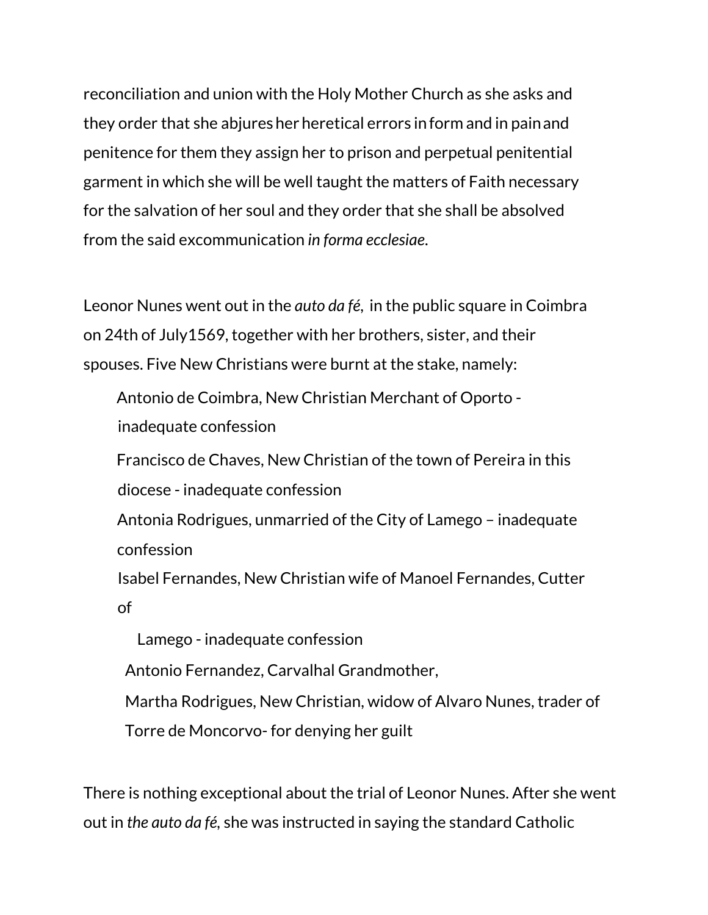reconciliation and union with the Holy Mother Church as she asks and they order that she abjures her heretical errors in form and in pain and penitence for them they assign her to prison and perpetual penitential garment in which she will be well taught the matters of Faith necessary for the salvation of her soul and they order that she shall be absolved from the said excommunication *in forma ecclesiae*.

Leonor Nunes went out in the *auto da fé*, in the public square in Coimbra on 24th of July1569, together with her brothers, sister, and their spouses. Five New Christians were burnt at the stake, namely:

Antonio de Coimbra, New Christian Merchant of Oporto - inadequate confession

Francisco de Chaves, New Christian of the town of Pereira in this diocese - inadequate confession

Antonia Rodrigues, unmarried of the City of Lamego – inadequate confession

Isabel Fernandes, New Christian wife of Manoel Fernandes, Cutter of

Lamego - inadequate confession

Antonio Fernandez, Carvalhal Grandmother,

Martha Rodrigues, New Christian, widow of Alvaro Nunes, trader of Torre de Moncorvo- for denying her guilt

There is nothing exceptional about the trial of Leonor Nunes. After she went out in *the auto da fé*, she was instructed in saying the standard Catholic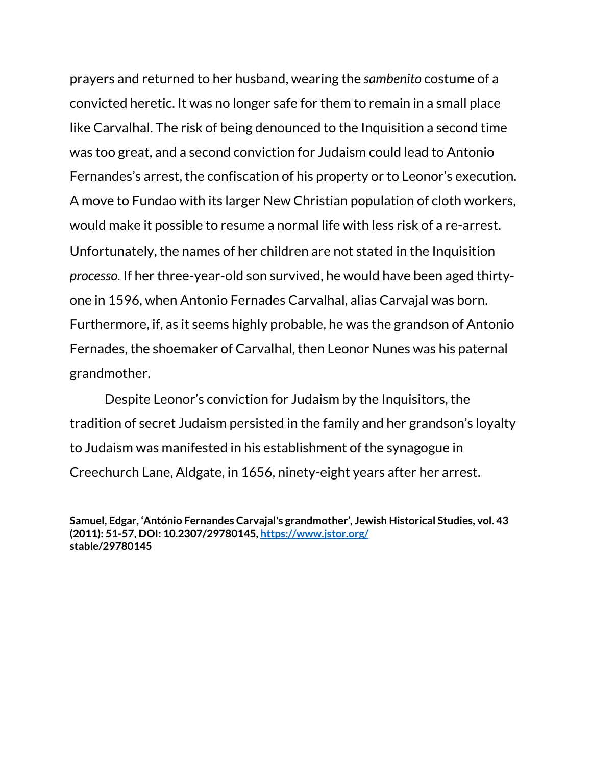prayers and returned to her husband, wearing the *sambenito* costume of a convicted heretic. It was no longer safe for them to remain in a small place like Carvalhal. The risk of being denounced to the Inquisition a second time was too great, and a second conviction for Judaism could lead to Antonio Fernandes's arrest, the confiscation of his property or to Leonor's execution. A move to Fundao with its larger New Christian population of cloth workers, would make it possible to resume a normal life with less risk of a re-arrest. Unfortunately, the names of her children are not stated in the Inquisition *processo.* If her three-year-old son survived, he would have been aged thirty-one in 1596, when Antonio Fernades Carvalhal, alias Carvajal was born. Furthermore, if, as it seems highly probable, he was the grandson of Antonio Fernades, the shoemaker of Carvalhal, then Leonor Nunes was his paternal grandmother.

Despite Leonor's conviction for Judaism by the Inquisitors, the tradition of secret Judaism persisted in the family and her grandson's loyalty to Judaism was manifested in his establishment of the synagogue in Creechurch Lane, Aldgate, in 1656, ninety-eight years after her arrest.

**Samuel, Edgar, 'António Fernandes Carvajal's grandmother', Jewish Historical Studies, vol. 43 (2011): 51-57, DOI: 10.2307/29780145, [https://www.jstor.org/stable/29780145](https://www.jstor.org/stable/29780145)**